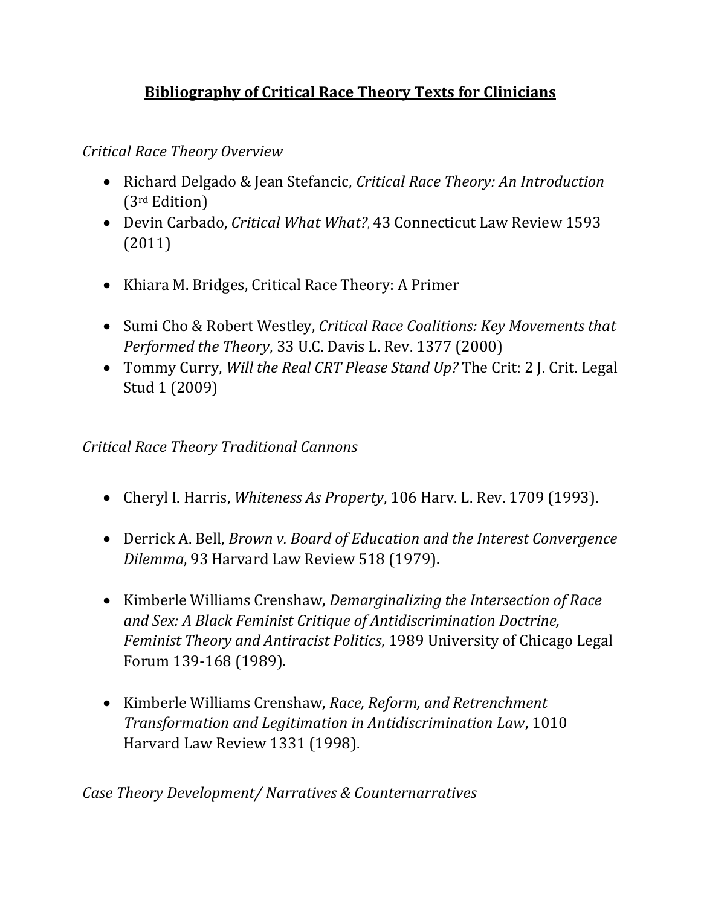# Bibliography of Critical Race Theory Texts for Clinicians

*Critical Race Theory Overview*

- Richard Delgado & Jean Stefancic, *Critical Race Theory: An Introduction* (3rd Edition)
- Devin Carbado, *Critical What What?*, 43 Connecticut Law Review 1593 (2011)
- Khiara M. Bridges, Critical Race Theory: A Primer
- Sumi Cho & Robert Westley, *Critical Race Coalitions: Key Movements that Performed the Theory*, 33 U.C. Davis L. Rev. 1377 (2000)
- Tommy Curry, *Will the Real CRT Please Stand Up?* The Crit: 2 J. Crit. Legal Stud 1 (2009)

*Critical Race Theory Traditional Cannons*

- Cheryl I. Harris, *Whiteness As Property*, 106 Harv. L. Rev. 1709 (1993).
- Derrick A. Bell, *Brown v. Board of Education and the Interest Convergence Dilemma*, 93 Harvard Law Review 518 (1979).
- Kimberle Williams Crenshaw, *Demarginalizing the Intersection of Race and Sex: A Black Feminist Critique of Antidiscrimination Doctrine, Feminist Theory and Antiracist Politics*, 1989 University of Chicago Legal Forum 139-168 (1989).
- Kimberle Williams Crenshaw, *Race, Reform, and Retrenchment Transformation and Legitimation in Antidiscrimination Law*, 1010 Harvard Law Review 1331 (1998).

*Case Theory Development/ Narratives & Counternarratives*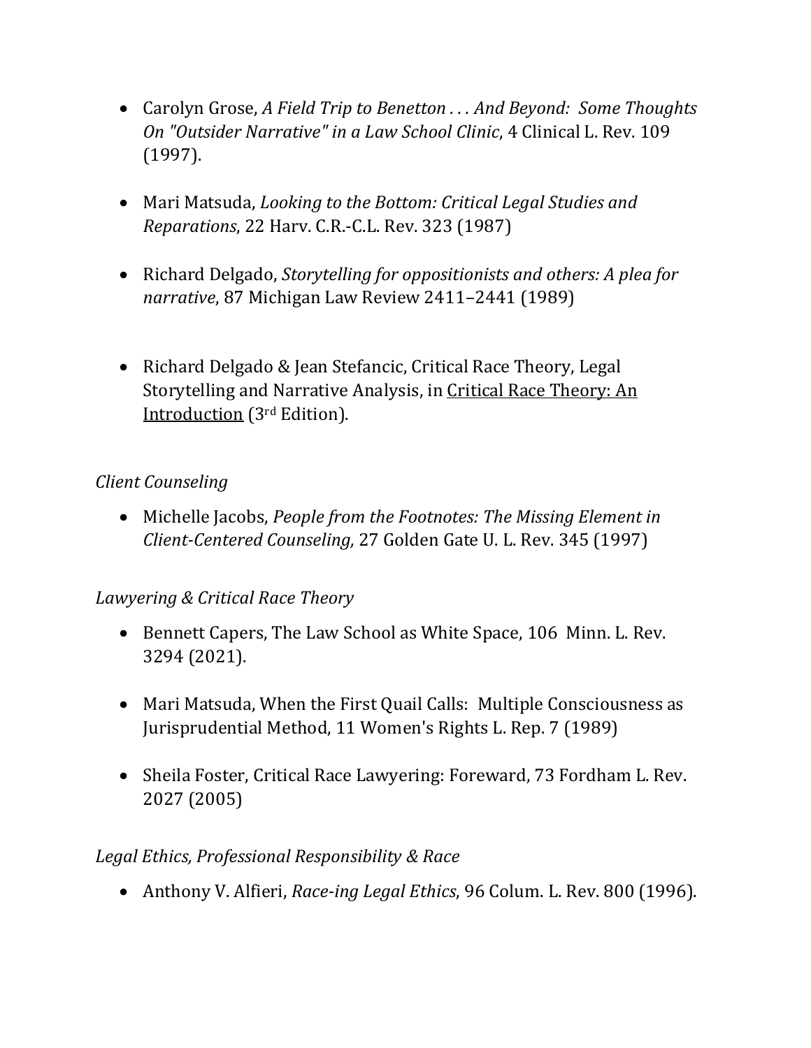- Carolyn Grose, *A Field Trip to Benetton . . . And Beyond: Some Thoughts On "Outsider Narrative" in a Law School Clinic*, 4 Clinical L. Rev. 109 (1997).

- Mari Matsuda, *Looking to the Bottom: Critical Legal Studies and Reparations*, 22 Harv. C.R.-C.L. Rev. 323 (1987)

- Richard Delgado, *Storytelling for oppositionists and others: A plea for narrative*, 87 Michigan Law Review 2411–2441 (1989)

- Richard Delgado & Jean Stefancic, Critical Race Theory, Legal Storytelling and Narrative Analysis, in <u>Critical Race Theory: An Introduction</u> (3rd Edition).

*Client Counseling*

- Michelle Jacobs, *People from the Footnotes: The Missing Element in Client-Centered Counseling,* 27 Golden Gate U. L. Rev. 345 (1997)

*Lawyering & Critical Race Theory*

- Bennett Capers, The Law School as White Space, 106 Minn. L. Rev. 3294 (2021).

- Mari Matsuda, When the First Quail Calls: Multiple Consciousness as Jurisprudential Method, 11 Women's Rights L. Rep. 7 (1989)

- Sheila Foster, Critical Race Lawyering: Foreward, 73 Fordham L. Rev. 2027 (2005)

*Legal Ethics, Professional Responsibility & Race*

- Anthony V. Alfieri, *Race-ing Legal Ethics*, 96 Colum. L. Rev. 800 (1996).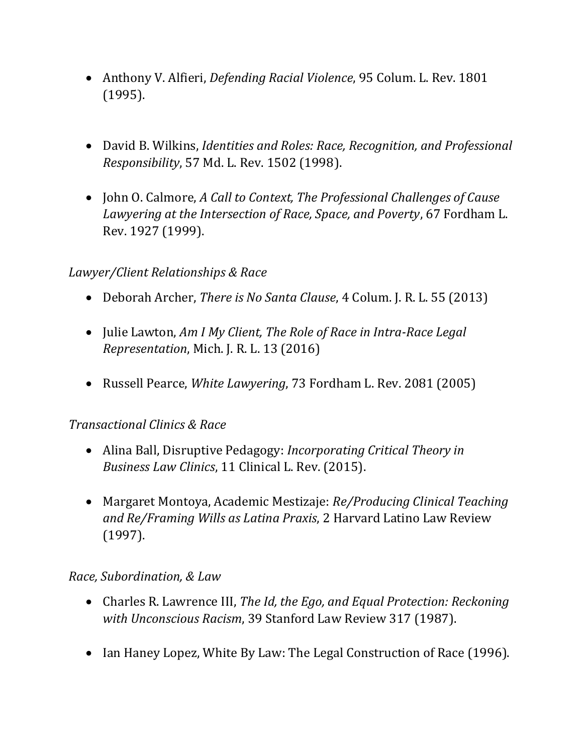- Anthony V. Alfieri, *Defending Racial Violence*, 95 Colum. L. Rev. 1801 (1995).

- David B. Wilkins, *Identities and Roles: Race, Recognition, and Professional Responsibility*, 57 Md. L. Rev. 1502 (1998).

- John O. Calmore, *A Call to Context, The Professional Challenges of Cause Lawyering at the Intersection of Race, Space, and Poverty*, 67 Fordham L. Rev. 1927 (1999).

*Lawyer/Client Relationships & Race*

- Deborah Archer, *There is No Santa Clause*, 4 Colum. J. R. L. 55 (2013)

- Julie Lawton, *Am I My Client, The Role of Race in Intra-Race Legal Representation*, Mich. J. R. L. 13 (2016)

- Russell Pearce, *White Lawyering*, 73 Fordham L. Rev. 2081 (2005)

*Transactional Clinics & Race*

- Alina Ball, Disruptive Pedagogy: *Incorporating Critical Theory in Business Law Clinics*, 11 Clinical L. Rev. (2015).

- Margaret Montoya, Academic Mestizaje: *Re/Producing Clinical Teaching and Re/Framing Wills as Latina Praxis*, 2 Harvard Latino Law Review (1997).

*Race, Subordination, & Law*

- Charles R. Lawrence III, *The Id, the Ego, and Equal Protection: Reckoning with Unconscious Racism*, 39 Stanford Law Review 317 (1987).

- Ian Haney Lopez, White By Law: The Legal Construction of Race (1996).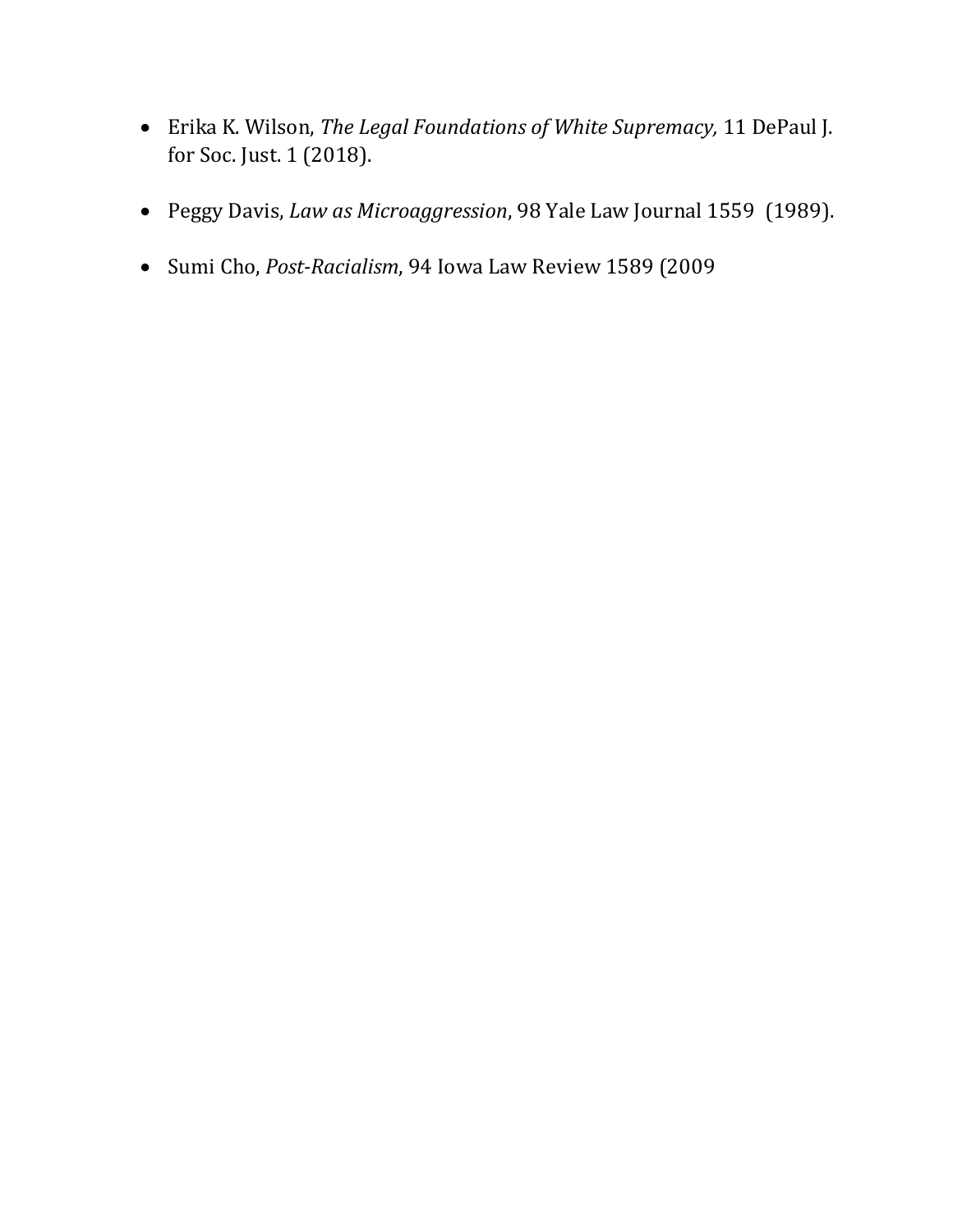- Erika K. Wilson, *The Legal Foundations of White Supremacy,* 11 DePaul J. for Soc. Just. 1 (2018).

- Peggy Davis, *Law as Microaggression*, 98 Yale Law Journal 1559 (1989).

- Sumi Cho, *Post-Racialism*, 94 Iowa Law Review 1589 (2009